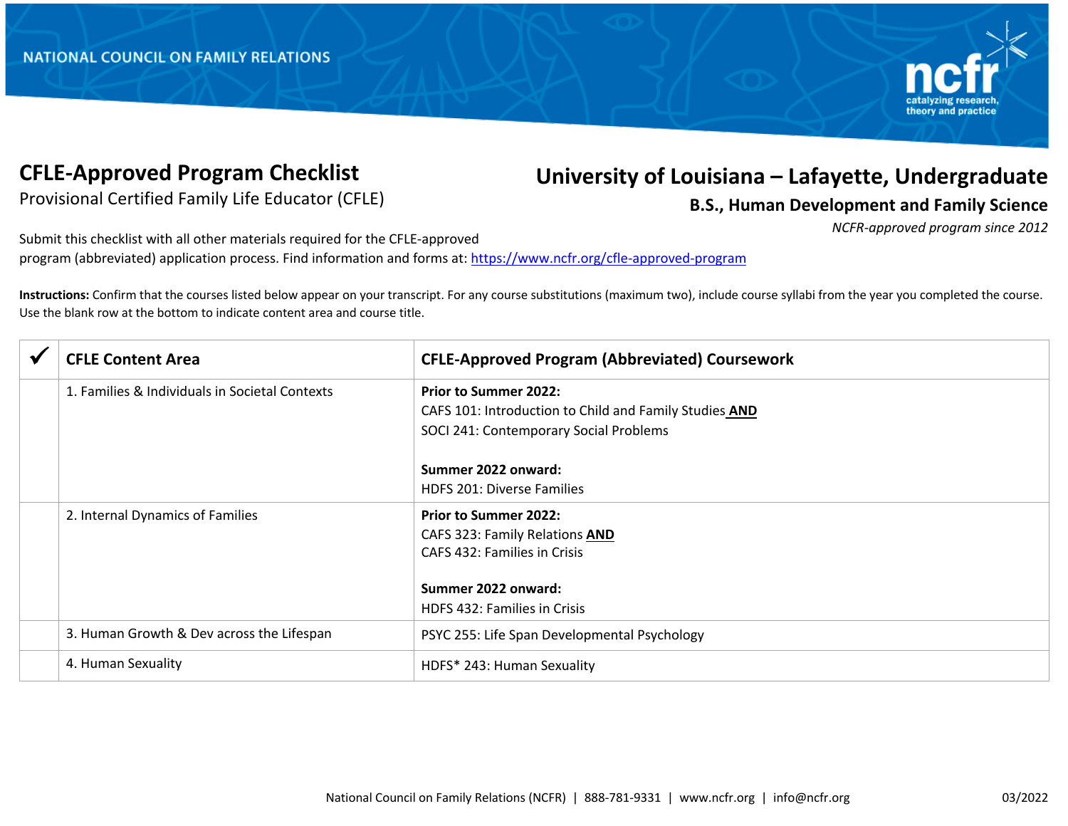NATIONAL COUNCIL ON FAMILY RELATIONS

# CFLE-Approved Program Checklist

Provisional Certified Family Life Educator (CFLE)

# University of Louisiana – Lafayette, Undergraduate

## B.S., Human Development and Family Science

*NCFR-approved program since 2012*

Submit this checklist with all other materials required for the CFLE-approved program (abbreviated) application process. Find information and forms at: https://www.ncfr.org/cfle-approved-program

**Instructions:** Confirm that the courses listed below appear on your transcript. For any course substitutions (maximum two), include course syllabi from the year you completed the course. Use the blank row at the bottom to indicate content area and course title.

| ✔ | CFLE Content Area | CFLE-Approved Program (Abbreviated) Coursework |
|---|---|---|
| | 1. Families & Individuals in Societal Contexts | **Prior to Summer 2022:**<br>CAFS 101: Introduction to Child and Family Studies **AND**<br>SOCI 241: Contemporary Social Problems<br><br>**Summer 2022 onward:**<br>HDFS 201: Diverse Families |
| | 2. Internal Dynamics of Families | **Prior to Summer 2022:**<br>CAFS 323: Family Relations **AND**<br>CAFS 432: Families in Crisis<br><br>**Summer 2022 onward:**<br>HDFS 432: Families in Crisis |
| | 3. Human Growth & Dev across the Lifespan | PSYC 255: Life Span Developmental Psychology |
| | 4. Human Sexuality | HDFS* 243: Human Sexuality |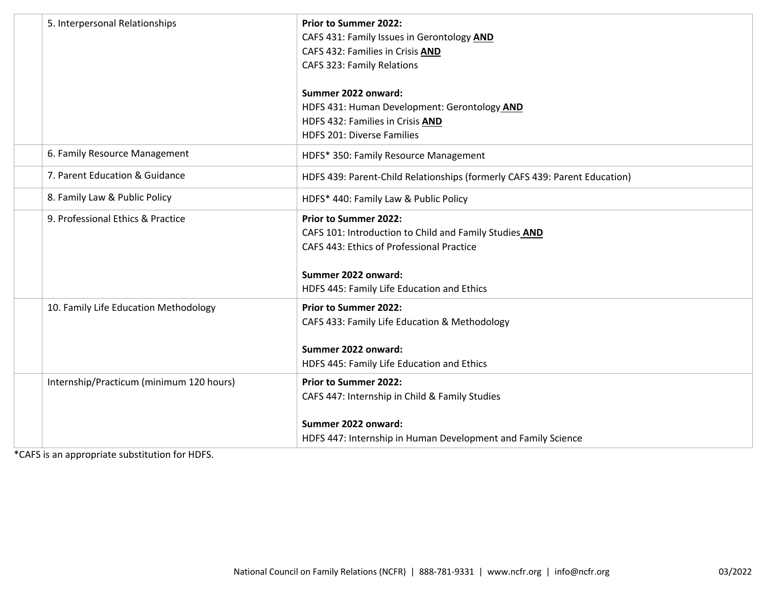| | | |
|---|---|---|
| | 5. Interpersonal Relationships | **Prior to Summer 2022:**<br>CAFS 431: Family Issues in Gerontology **AND**<br>CAFS 432: Families in Crisis **AND**<br>CAFS 323: Family Relations<br><br>**Summer 2022 onward:**<br>HDFS 431: Human Development: Gerontology **AND**<br>HDFS 432: Families in Crisis **AND**<br>HDFS 201: Diverse Families |
| | 6. Family Resource Management | HDFS* 350: Family Resource Management |
| | 7. Parent Education & Guidance | HDFS 439: Parent-Child Relationships (formerly CAFS 439: Parent Education) |
| | 8. Family Law & Public Policy | HDFS* 440: Family Law & Public Policy |
| | 9. Professional Ethics & Practice | **Prior to Summer 2022:**<br>CAFS 101: Introduction to Child and Family Studies **AND**<br>CAFS 443: Ethics of Professional Practice<br><br>**Summer 2022 onward:**<br>HDFS 445: Family Life Education and Ethics |
| | 10. Family Life Education Methodology | **Prior to Summer 2022:**<br>CAFS 433: Family Life Education & Methodology<br><br>**Summer 2022 onward:**<br>HDFS 445: Family Life Education and Ethics |
| | Internship/Practicum (minimum 120 hours) | **Prior to Summer 2022:**<br>CAFS 447: Internship in Child & Family Studies<br><br>**Summer 2022 onward:**<br>HDFS 447: Internship in Human Development and Family Science |

*CAFS is an appropriate substitution for HDFS.